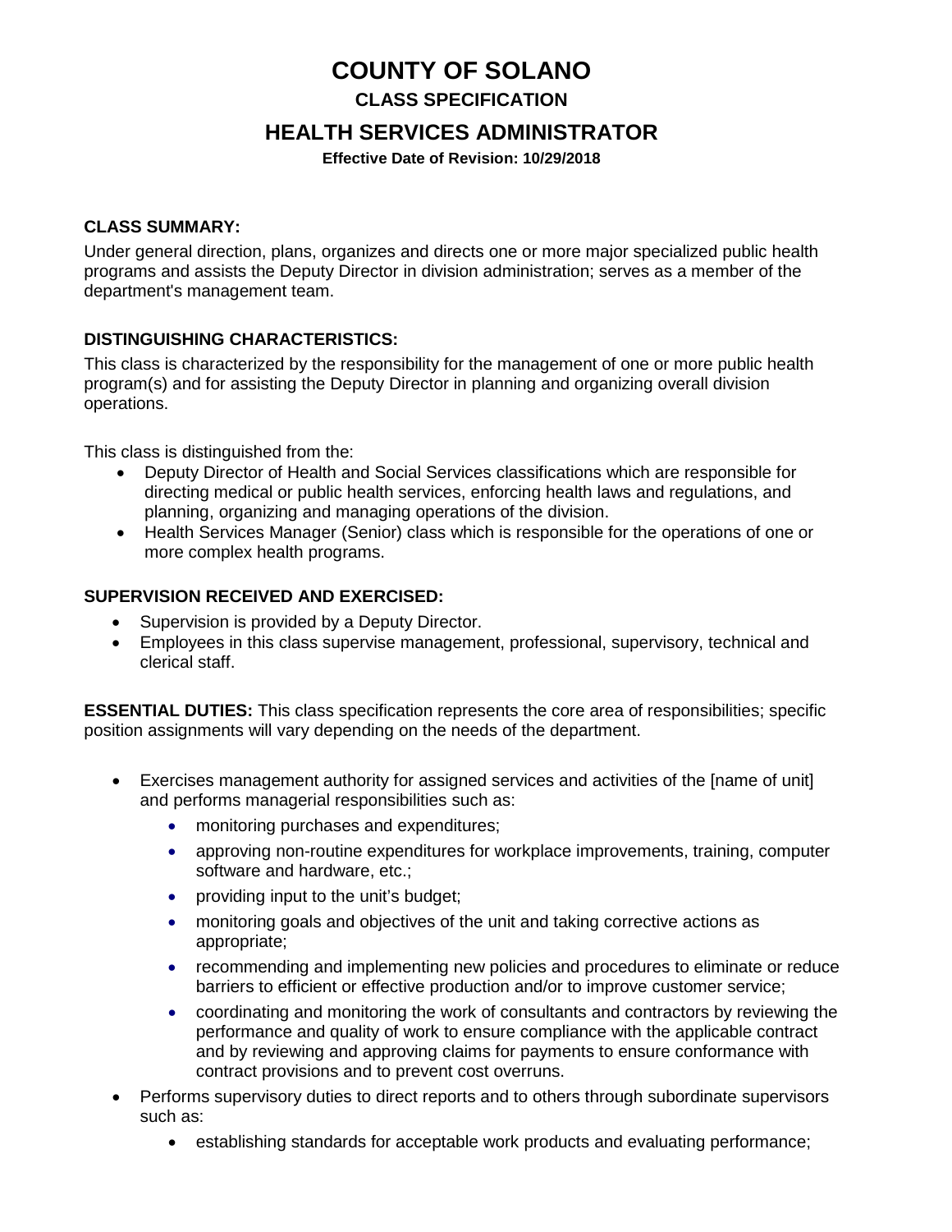# COUNTY OF SOLANO

## CLASS SPECIFICATION

## HEALTH SERVICES ADMINISTRATOR

**Effective Date of Revision: 10/29/2018**

**CLASS SUMMARY:**

Under general direction, plans, organizes and directs one or more major specialized public health programs and assists the Deputy Director in division administration; serves as a member of the department's management team.

**DISTINGUISHING CHARACTERISTICS:**

This class is characterized by the responsibility for the management of one or more public health program(s) and for assisting the Deputy Director in planning and organizing overall division operations.

This class is distinguished from the:

- Deputy Director of Health and Social Services classifications which are responsible for directing medical or public health services, enforcing health laws and regulations, and planning, organizing and managing operations of the division.
- Health Services Manager (Senior) class which is responsible for the operations of one or more complex health programs.

**SUPERVISION RECEIVED AND EXERCISED:**

- Supervision is provided by a Deputy Director.
- Employees in this class supervise management, professional, supervisory, technical and clerical staff.

**ESSENTIAL DUTIES:** This class specification represents the core area of responsibilities; specific position assignments will vary depending on the needs of the department.

- Exercises management authority for assigned services and activities of the [name of unit] and performs managerial responsibilities such as:
  - monitoring purchases and expenditures;
  - approving non-routine expenditures for workplace improvements, training, computer software and hardware, etc.;
  - providing input to the unit's budget;
  - monitoring goals and objectives of the unit and taking corrective actions as appropriate;
  - recommending and implementing new policies and procedures to eliminate or reduce barriers to efficient or effective production and/or to improve customer service;
  - coordinating and monitoring the work of consultants and contractors by reviewing the performance and quality of work to ensure compliance with the applicable contract and by reviewing and approving claims for payments to ensure conformance with contract provisions and to prevent cost overruns.
- Performs supervisory duties to direct reports and to others through subordinate supervisors such as:
  - establishing standards for acceptable work products and evaluating performance;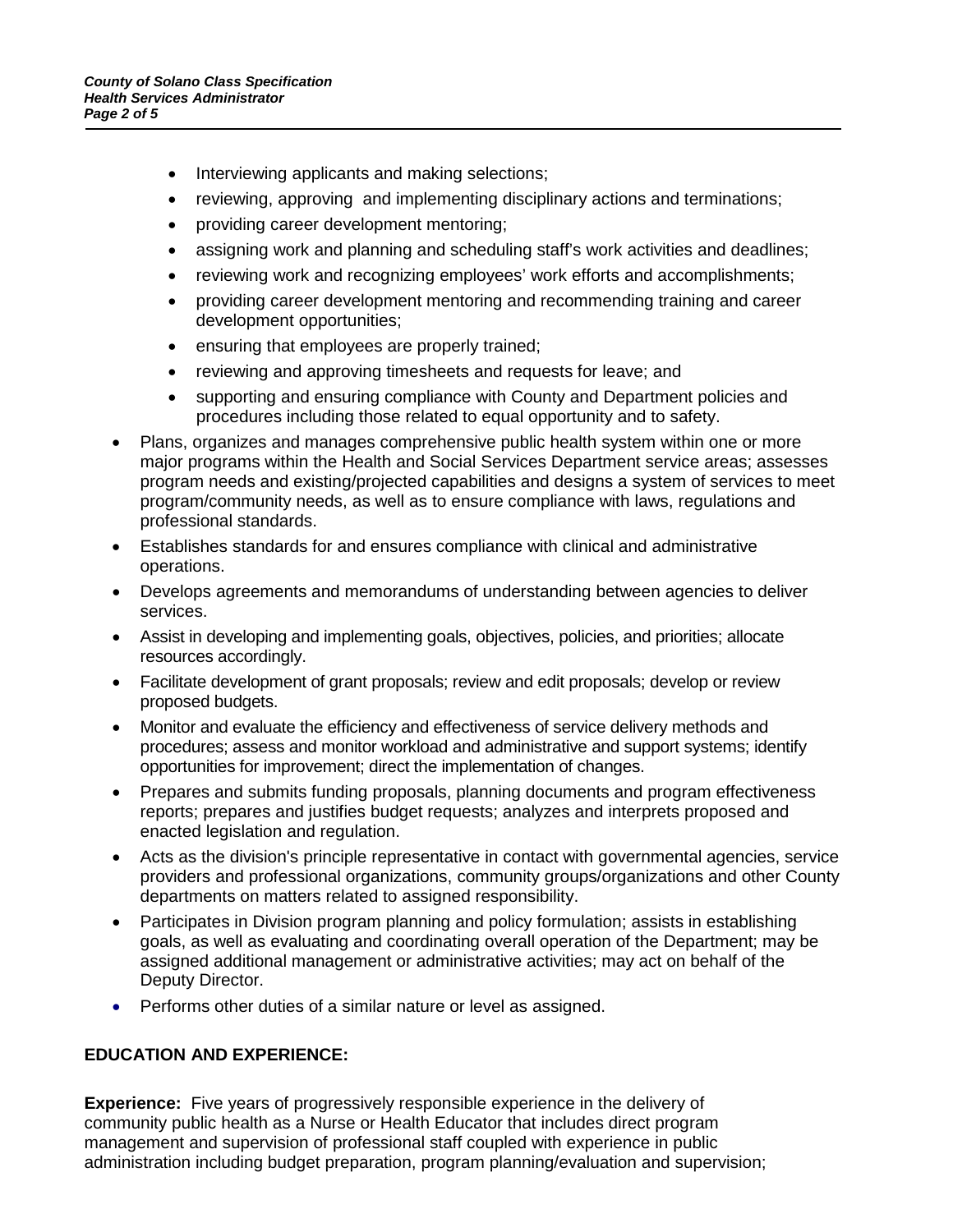- Interviewing applicants and making selections;
    - reviewing, approving and implementing disciplinary actions and terminations;
    - providing career development mentoring;
    - assigning work and planning and scheduling staff's work activities and deadlines;
    - reviewing work and recognizing employees' work efforts and accomplishments;
    - providing career development mentoring and recommending training and career development opportunities;
    - ensuring that employees are properly trained;
    - reviewing and approving timesheets and requests for leave; and
    - supporting and ensuring compliance with County and Department policies and procedures including those related to equal opportunity and to safety.
- Plans, organizes and manages comprehensive public health system within one or more major programs within the Health and Social Services Department service areas; assesses program needs and existing/projected capabilities and designs a system of services to meet program/community needs, as well as to ensure compliance with laws, regulations and professional standards.
- Establishes standards for and ensures compliance with clinical and administrative operations.
- Develops agreements and memorandums of understanding between agencies to deliver services.
- Assist in developing and implementing goals, objectives, policies, and priorities; allocate resources accordingly.
- Facilitate development of grant proposals; review and edit proposals; develop or review proposed budgets.
- Monitor and evaluate the efficiency and effectiveness of service delivery methods and procedures; assess and monitor workload and administrative and support systems; identify opportunities for improvement; direct the implementation of changes.
- Prepares and submits funding proposals, planning documents and program effectiveness reports; prepares and justifies budget requests; analyzes and interprets proposed and enacted legislation and regulation.
- Acts as the division's principle representative in contact with governmental agencies, service providers and professional organizations, community groups/organizations and other County departments on matters related to assigned responsibility.
- Participates in Division program planning and policy formulation; assists in establishing goals, as well as evaluating and coordinating overall operation of the Department; may be assigned additional management or administrative activities; may act on behalf of the Deputy Director.
- Performs other duties of a similar nature or level as assigned.

## EDUCATION AND EXPERIENCE:

**Experience:** Five years of progressively responsible experience in the delivery of community public health as a Nurse or Health Educator that includes direct program management and supervision of professional staff coupled with experience in public administration including budget preparation, program planning/evaluation and supervision;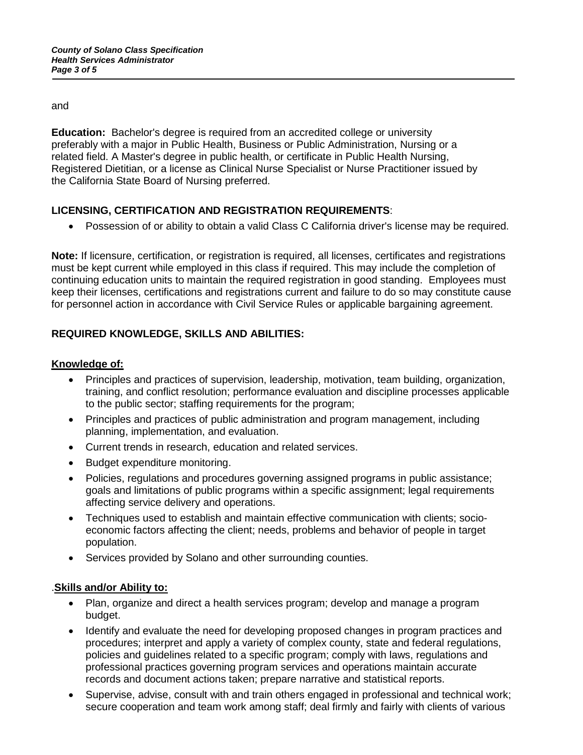and

**Education:** Bachelor's degree is required from an accredited college or university preferably with a major in Public Health, Business or Public Administration, Nursing or a related field. A Master's degree in public health, or certificate in Public Health Nursing, Registered Dietitian, or a license as Clinical Nurse Specialist or Nurse Practitioner issued by the California State Board of Nursing preferred.

## LICENSING, CERTIFICATION AND REGISTRATION REQUIREMENTS:

- Possession of or ability to obtain a valid Class C California driver's license may be required.

**Note:** If licensure, certification, or registration is required, all licenses, certificates and registrations must be kept current while employed in this class if required. This may include the completion of continuing education units to maintain the required registration in good standing. Employees must keep their licenses, certifications and registrations current and failure to do so may constitute cause for personnel action in accordance with Civil Service Rules or applicable bargaining agreement.

## REQUIRED KNOWLEDGE, SKILLS AND ABILITIES:

### Knowledge of:

- Principles and practices of supervision, leadership, motivation, team building, organization, training, and conflict resolution; performance evaluation and discipline processes applicable to the public sector; staffing requirements for the program;
- Principles and practices of public administration and program management, including planning, implementation, and evaluation.
- Current trends in research, education and related services.
- Budget expenditure monitoring.
- Policies, regulations and procedures governing assigned programs in public assistance; goals and limitations of public programs within a specific assignment; legal requirements affecting service delivery and operations.
- Techniques used to establish and maintain effective communication with clients; socio-economic factors affecting the client; needs, problems and behavior of people in target population.
- Services provided by Solano and other surrounding counties.

### .Skills and/or Ability to:

- Plan, organize and direct a health services program; develop and manage a program budget.
- Identify and evaluate the need for developing proposed changes in program practices and procedures; interpret and apply a variety of complex county, state and federal regulations, policies and guidelines related to a specific program; comply with laws, regulations and professional practices governing program services and operations maintain accurate records and document actions taken; prepare narrative and statistical reports.
- Supervise, advise, consult with and train others engaged in professional and technical work; secure cooperation and team work among staff; deal firmly and fairly with clients of various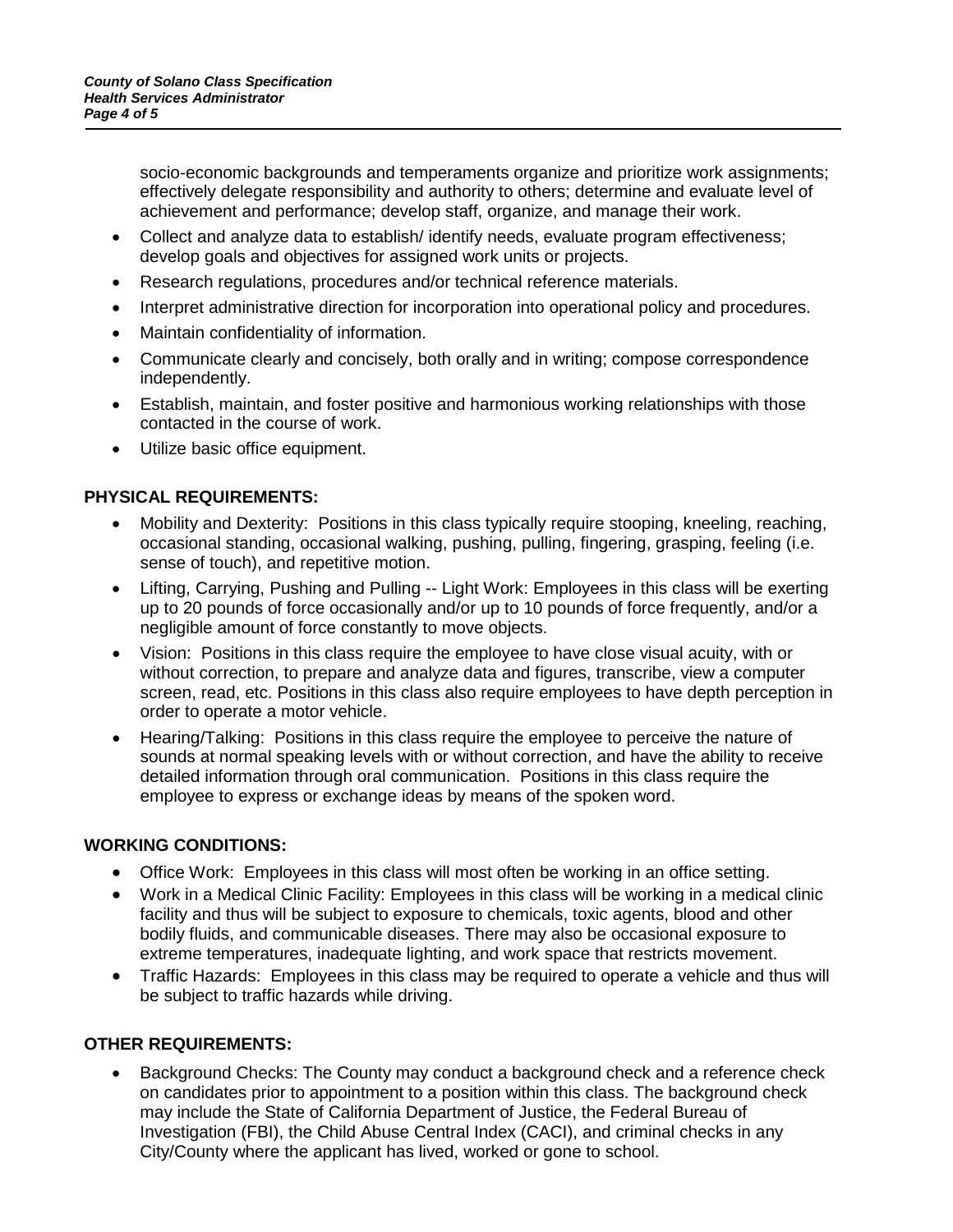socio-economic backgrounds and temperaments organize and prioritize work assignments; effectively delegate responsibility and authority to others; determine and evaluate level of achievement and performance; develop staff, organize, and manage their work.

- Collect and analyze data to establish/ identify needs, evaluate program effectiveness; develop goals and objectives for assigned work units or projects.
- Research regulations, procedures and/or technical reference materials.
- Interpret administrative direction for incorporation into operational policy and procedures.
- Maintain confidentiality of information.
- Communicate clearly and concisely, both orally and in writing; compose correspondence independently.
- Establish, maintain, and foster positive and harmonious working relationships with those contacted in the course of work.
- Utilize basic office equipment.

**PHYSICAL REQUIREMENTS:**

- Mobility and Dexterity: Positions in this class typically require stooping, kneeling, reaching, occasional standing, occasional walking, pushing, pulling, fingering, grasping, feeling (i.e. sense of touch), and repetitive motion.
- Lifting, Carrying, Pushing and Pulling -- Light Work: Employees in this class will be exerting up to 20 pounds of force occasionally and/or up to 10 pounds of force frequently, and/or a negligible amount of force constantly to move objects.
- Vision: Positions in this class require the employee to have close visual acuity, with or without correction, to prepare and analyze data and figures, transcribe, view a computer screen, read, etc. Positions in this class also require employees to have depth perception in order to operate a motor vehicle.
- Hearing/Talking: Positions in this class require the employee to perceive the nature of sounds at normal speaking levels with or without correction, and have the ability to receive detailed information through oral communication. Positions in this class require the employee to express or exchange ideas by means of the spoken word.

**WORKING CONDITIONS:**

- Office Work: Employees in this class will most often be working in an office setting.
- Work in a Medical Clinic Facility: Employees in this class will be working in a medical clinic facility and thus will be subject to exposure to chemicals, toxic agents, blood and other bodily fluids, and communicable diseases. There may also be occasional exposure to extreme temperatures, inadequate lighting, and work space that restricts movement.
- Traffic Hazards: Employees in this class may be required to operate a vehicle and thus will be subject to traffic hazards while driving.

**OTHER REQUIREMENTS:**

- Background Checks: The County may conduct a background check and a reference check on candidates prior to appointment to a position within this class. The background check may include the State of California Department of Justice, the Federal Bureau of Investigation (FBI), the Child Abuse Central Index (CACI), and criminal checks in any City/County where the applicant has lived, worked or gone to school.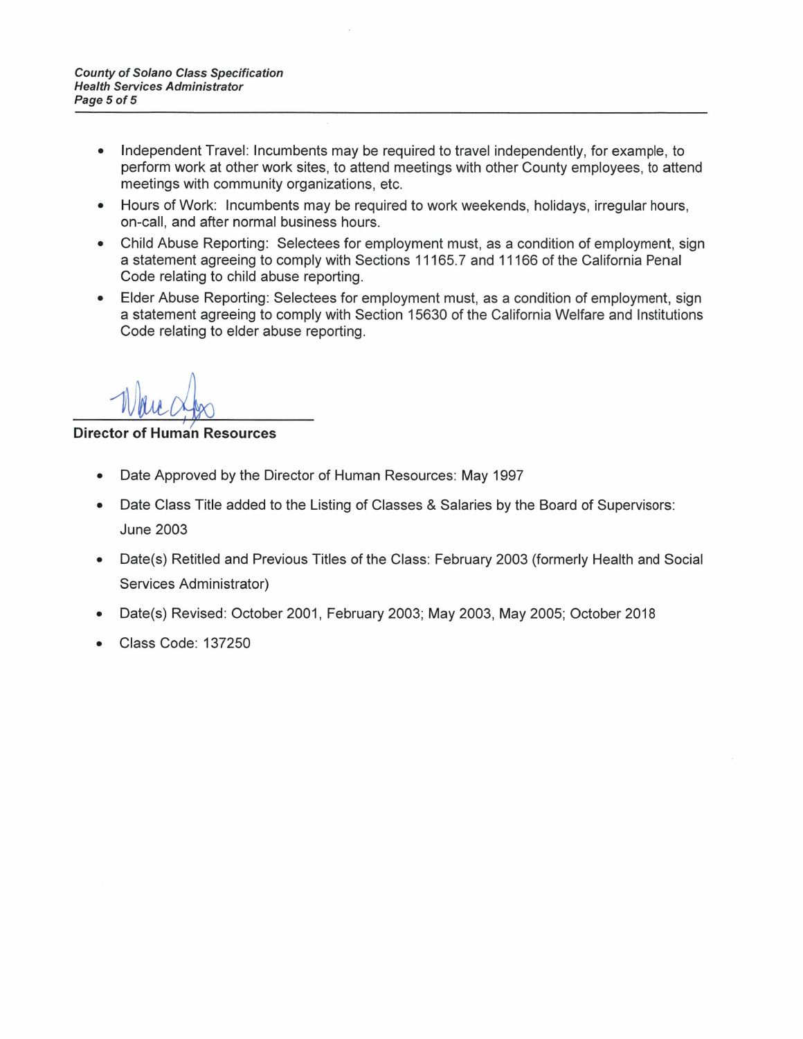- Independent Travel: Incumbents may be required to travel independently, for example, to perform work at other work sites, to attend meetings with other County employees, to attend meetings with community organizations, etc.
- Hours of Work: Incumbents may be required to work weekends, holidays, irregular hours, on-call, and after normal business hours.
- Child Abuse Reporting: Selectees for employment must, as a condition of employment, sign a statement agreeing to comply with Sections 11165.7 and 11166 of the California Penal Code relating to child abuse reporting.
- Elder Abuse Reporting: Selectees for employment must, as a condition of employment, sign a statement agreeing to comply with Section 15630 of the California Welfare and Institutions Code relating to elder abuse reporting.

**Director of Human Resources**

- Date Approved by the Director of Human Resources: May 1997
- Date Class Title added to the Listing of Classes & Salaries by the Board of Supervisors: June 2003
- Date(s) Retitled and Previous Titles of the Class: February 2003 (formerly Health and Social Services Administrator)
- Date(s) Revised: October 2001, February 2003; May 2003, May 2005; October 2018
- Class Code: 137250